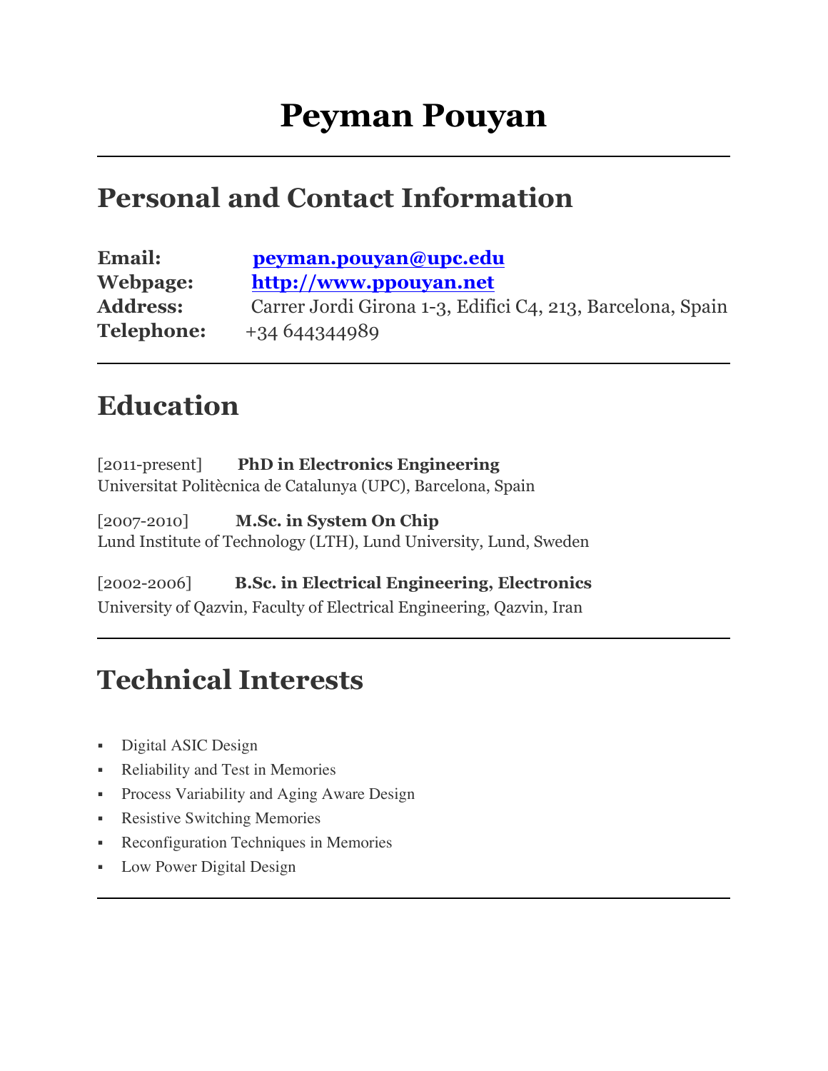# Peyman Pouyan

## Personal and Contact Information

**Email:** [peyman.pouyan@upc.edu](mailto:peyman.pouyan@upc.edu)
**Webpage:** [http://www.ppouyan.net](http://www.ppouyan.net)
**Address:** Carrer Jordi Girona 1-3, Edifici C4, 213, Barcelona, Spain
**Telephone:** +34 644344989

## Education

[2011-present] **PhD in Electronics Engineering**
Universitat Politècnica de Catalunya (UPC), Barcelona, Spain

[2007-2010] **M.Sc. in System On Chip**
Lund Institute of Technology (LTH), Lund University, Lund, Sweden

[2002-2006] **B.Sc. in Electrical Engineering, Electronics**
University of Qazvin, Faculty of Electrical Engineering, Qazvin, Iran

## Technical Interests

- Digital ASIC Design
- Reliability and Test in Memories
- Process Variability and Aging Aware Design
- Resistive Switching Memories
- Reconfiguration Techniques in Memories
- Low Power Digital Design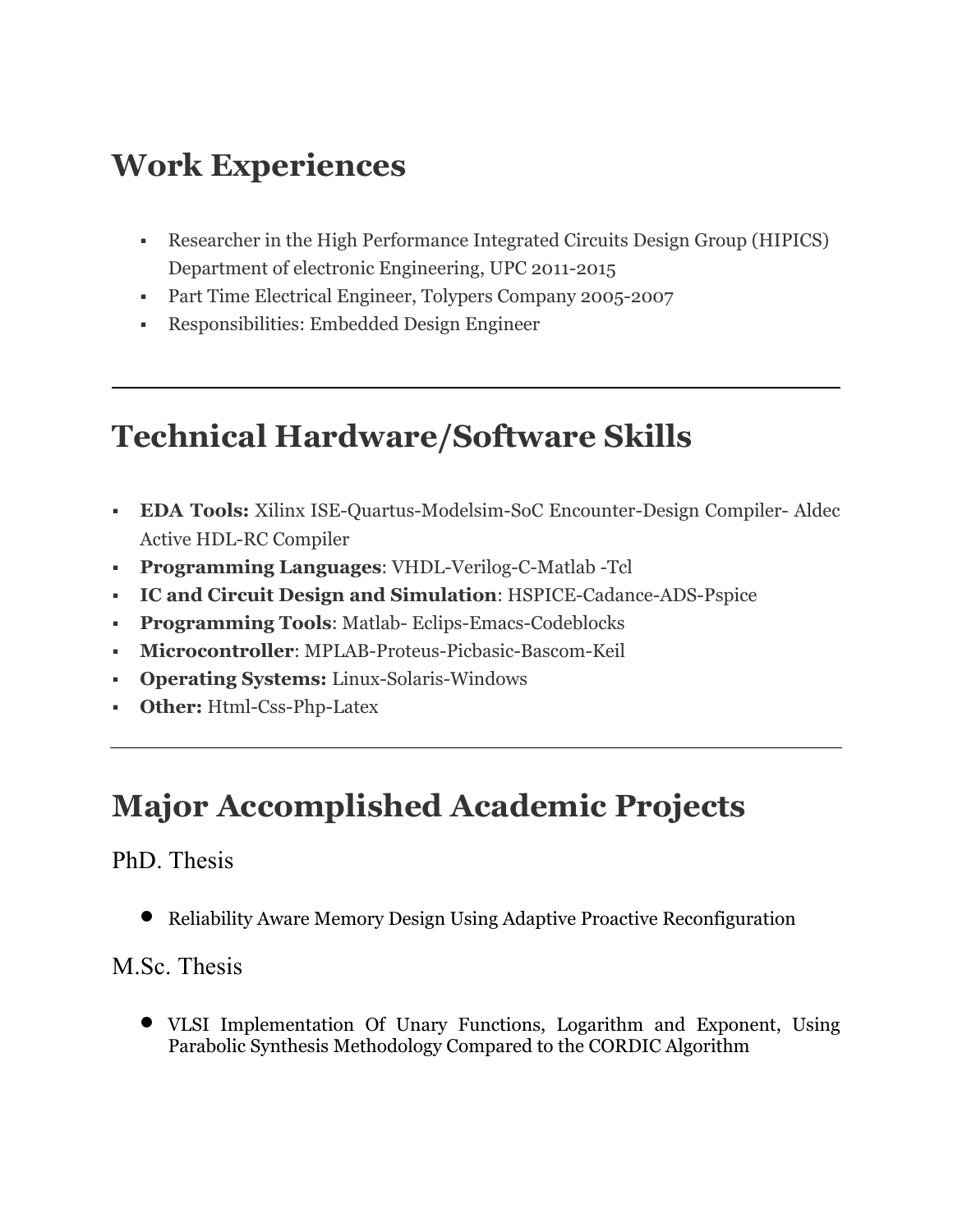# Work Experiences

- Researcher in the High Performance Integrated Circuits Design Group (HIPICS) Department of electronic Engineering, UPC 2011-2015
- Part Time Electrical Engineer, Tolypers Company 2005-2007
- Responsibilities: Embedded Design Engineer

---

# Technical Hardware/Software Skills

- **EDA Tools:** Xilinx ISE-Quartus-Modelsim-SoC Encounter-Design Compiler- Aldec Active HDL-RC Compiler
- **Programming Languages**: VHDL-Verilog-C-Matlab -Tcl
- **IC and Circuit Design and Simulation**: HSPICE-Cadance-ADS-Pspice
- **Programming Tools**: Matlab- Eclips-Emacs-Codeblocks
- **Microcontroller**: MPLAB-Proteus-Picbasic-Bascom-Keil
- **Operating Systems:** Linux-Solaris-Windows
- **Other:** Html-Css-Php-Latex

---

# Major Accomplished Academic Projects

## PhD. Thesis

- Reliability Aware Memory Design Using Adaptive Proactive Reconfiguration

## M.Sc. Thesis

- VLSI Implementation Of Unary Functions, Logarithm and Exponent, Using Parabolic Synthesis Methodology Compared to the CORDIC Algorithm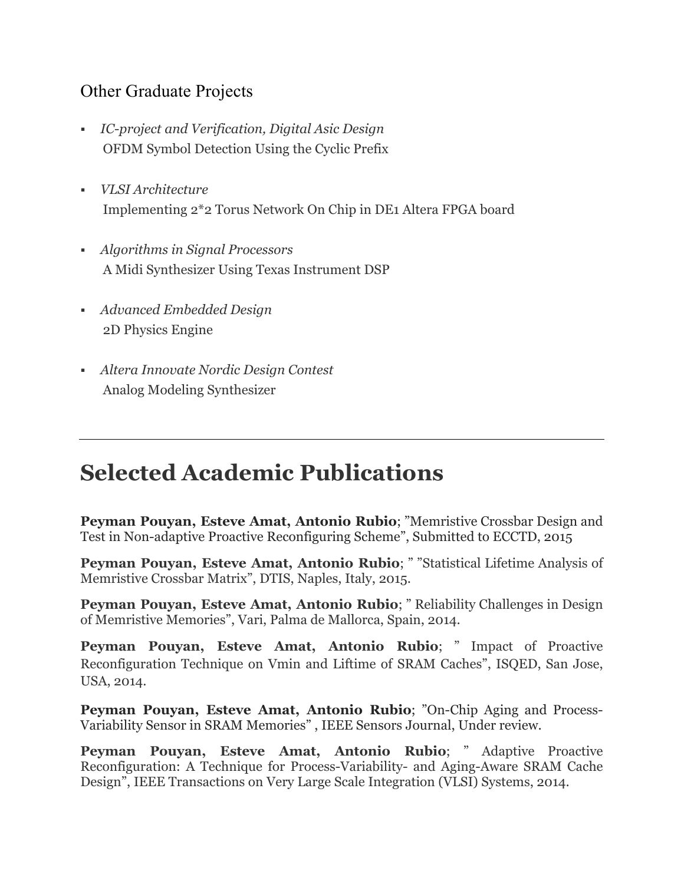## Other Graduate Projects

- *IC-project and Verification, Digital Asic Design*
  OFDM Symbol Detection Using the Cyclic Prefix

- *VLSI Architecture*
  Implementing 2*2 Torus Network On Chip in DE1 Altera FPGA board

- *Algorithms in Signal Processors*
  A Midi Synthesizer Using Texas Instrument DSP

- *Advanced Embedded Design*
  2D Physics Engine

- *Altera Innovate Nordic Design Contest*
  Analog Modeling Synthesizer

---

# Selected Academic Publications

**Peyman Pouyan, Esteve Amat, Antonio Rubio**; ”Memristive Crossbar Design and Test in Non-adaptive Proactive Reconfiguring Scheme”, Submitted to ECCTD, 2015

**Peyman Pouyan, Esteve Amat, Antonio Rubio**; ” ”Statistical Lifetime Analysis of Memristive Crossbar Matrix”, DTIS, Naples, Italy, 2015.

**Peyman Pouyan, Esteve Amat, Antonio Rubio**; ” Reliability Challenges in Design of Memristive Memories”, Vari, Palma de Mallorca, Spain, 2014.

**Peyman Pouyan, Esteve Amat, Antonio Rubio**; ” Impact of Proactive Reconfiguration Technique on Vmin and Liftime of SRAM Caches”, ISQED, San Jose, USA, 2014.

**Peyman Pouyan, Esteve Amat, Antonio Rubio**; ”On-Chip Aging and Process-Variability Sensor in SRAM Memories” , IEEE Sensors Journal, Under review.

**Peyman Pouyan, Esteve Amat, Antonio Rubio**; ” Adaptive Proactive Reconfiguration: A Technique for Process-Variability- and Aging-Aware SRAM Cache Design”, IEEE Transactions on Very Large Scale Integration (VLSI) Systems, 2014.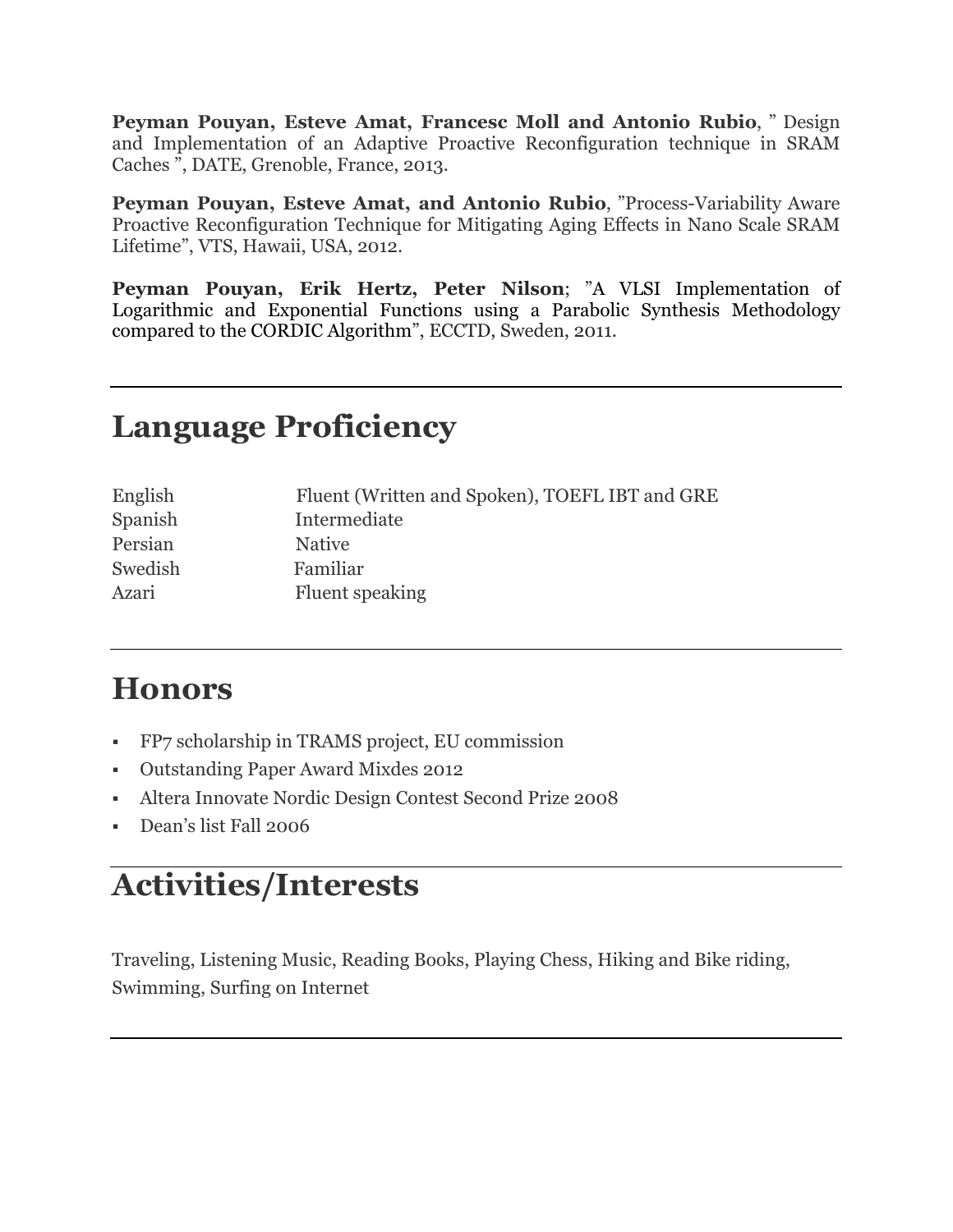**Peyman Pouyan, Esteve Amat, Francesc Moll and Antonio Rubio**, " Design and Implementation of an Adaptive Proactive Reconfiguration technique in SRAM Caches ", DATE, Grenoble, France, 2013.

**Peyman Pouyan, Esteve Amat, and Antonio Rubio**, "Process-Variability Aware Proactive Reconfiguration Technique for Mitigating Aging Effects in Nano Scale SRAM Lifetime", VTS, Hawaii, USA, 2012.

**Peyman Pouyan, Erik Hertz, Peter Nilson**; "A VLSI Implementation of Logarithmic and Exponential Functions using a Parabolic Synthesis Methodology compared to the CORDIC Algorithm", ECCTD, Sweden, 2011.

---

## Language Proficiency

| | |
|---|---|
| English | Fluent (Written and Spoken), TOEFL IBT and GRE |
| Spanish | Intermediate |
| Persian | Native |
| Swedish | Familiar |
| Azari | Fluent speaking |

---

## Honors

- FP7 scholarship in TRAMS project, EU commission
- Outstanding Paper Award Mixdes 2012
- Altera Innovate Nordic Design Contest Second Prize 2008
- Dean's list Fall 2006

---

## Activities/Interests

Traveling, Listening Music, Reading Books, Playing Chess, Hiking and Bike riding, Swimming, Surfing on Internet

---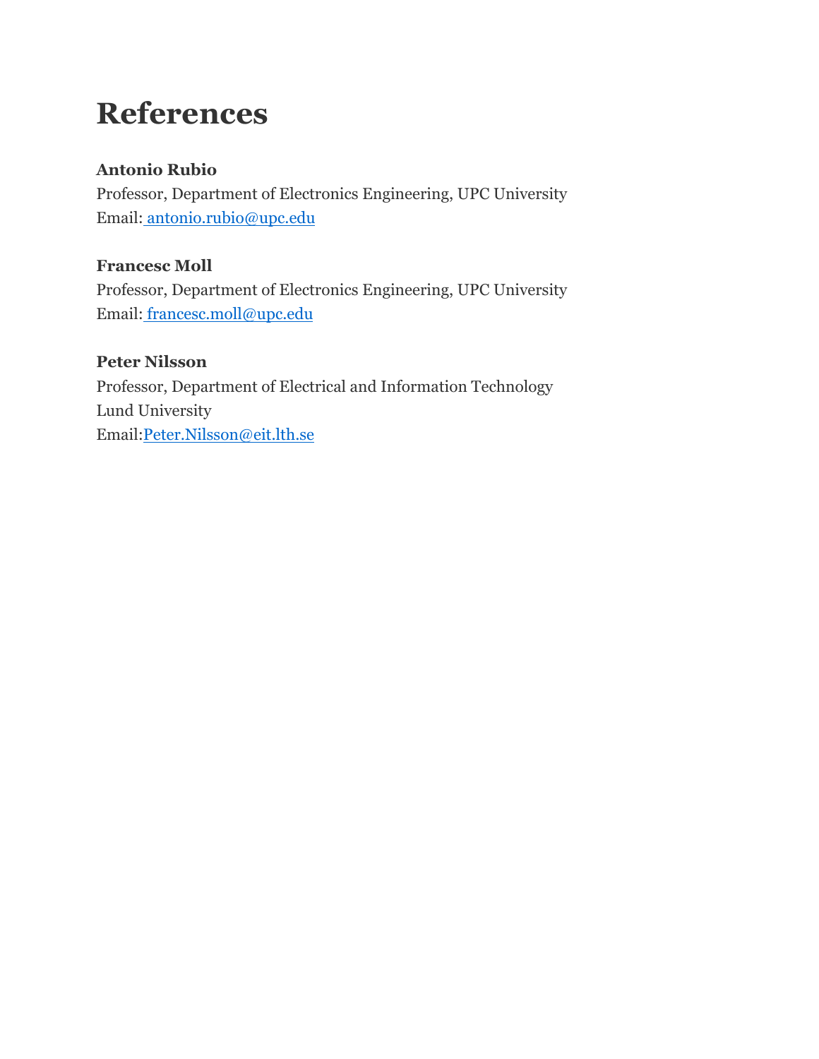# References

**Antonio Rubio**
Professor, Department of Electronics Engineering, UPC University
Email: antonio.rubio@upc.edu

**Francesc Moll**
Professor, Department of Electronics Engineering, UPC University
Email: francesc.moll@upc.edu

**Peter Nilsson**
Professor, Department of Electrical and Information Technology
Lund University
Email:Peter.Nilsson@eit.lth.se